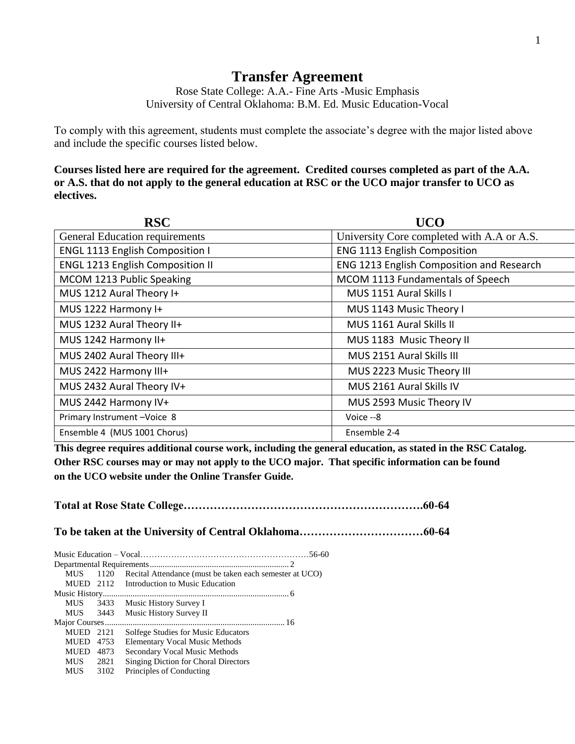# Transfer Agreement

Rose State College: A.A.- Fine Arts -Music Emphasis
University of Central Oklahoma: B.M. Ed. Music Education-Vocal

To comply with this agreement, students must complete the associate's degree with the major listed above and include the specific courses listed below.

**Courses listed here are required for the agreement. Credited courses completed as part of the A.A. or A.S. that do not apply to the general education at RSC or the UCO major transfer to UCO as electives.**

| RSC | UCO |
|---|---|
| General Education requirements | University Core completed with A.A or A.S. |
| ENGL 1113 English Composition I | ENG 1113 English Composition |
| ENGL 1213 English Composition II | ENG 1213 English Composition and Research |
| MCOM 1213 Public Speaking | MCOM 1113 Fundamentals of Speech |
| MUS 1212 Aural Theory I+ | MUS 1151 Aural Skills I |
| MUS 1222 Harmony I+ | MUS 1143 Music Theory I |
| MUS 1232 Aural Theory II+ | MUS 1161 Aural Skills II |
| MUS 1242 Harmony II+ | MUS 1183 Music Theory II |
| MUS 2402 Aural Theory III+ | MUS 2151 Aural Skills III |
| MUS 2422 Harmony III+ | MUS 2223 Music Theory III |
| MUS 2432 Aural Theory IV+ | MUS 2161 Aural Skills IV |
| MUS 2442 Harmony IV+ | MUS 2593 Music Theory IV |
| Primary Instrument –Voice 8 | Voice --8 |
| Ensemble 4 (MUS 1001 Chorus) | Ensemble 2-4 |

**This degree requires additional course work, including the general education, as stated in the RSC Catalog. Other RSC courses may or may not apply to the UCO major. That specific information can be found on the UCO website under the Online Transfer Guide.**

**Total at Rose State College……………………………………………………….60-64**

**To be taken at the University of Central Oklahoma……………………………60-64**

Music Education – Vocal……………………………………………………56-60

Departmental Requirements.......................................................... 2

- MUS 1120 Recital Attendance (must be taken each semester at UCO)
- MUED 2112 Introduction to Music Education

Music History................................................................................ 6

- MUS 3433 Music History Survey I
- MUS 3443 Music History Survey II

Major Courses.............................................................................. 16

- MUED 2121 Solfege Studies for Music Educators
- MUED 4753 Elementary Vocal Music Methods
- MUED 4873 Secondary Vocal Music Methods
- MUS 2821 Singing Diction for Choral Directors
- MUS 3102 Principles of Conducting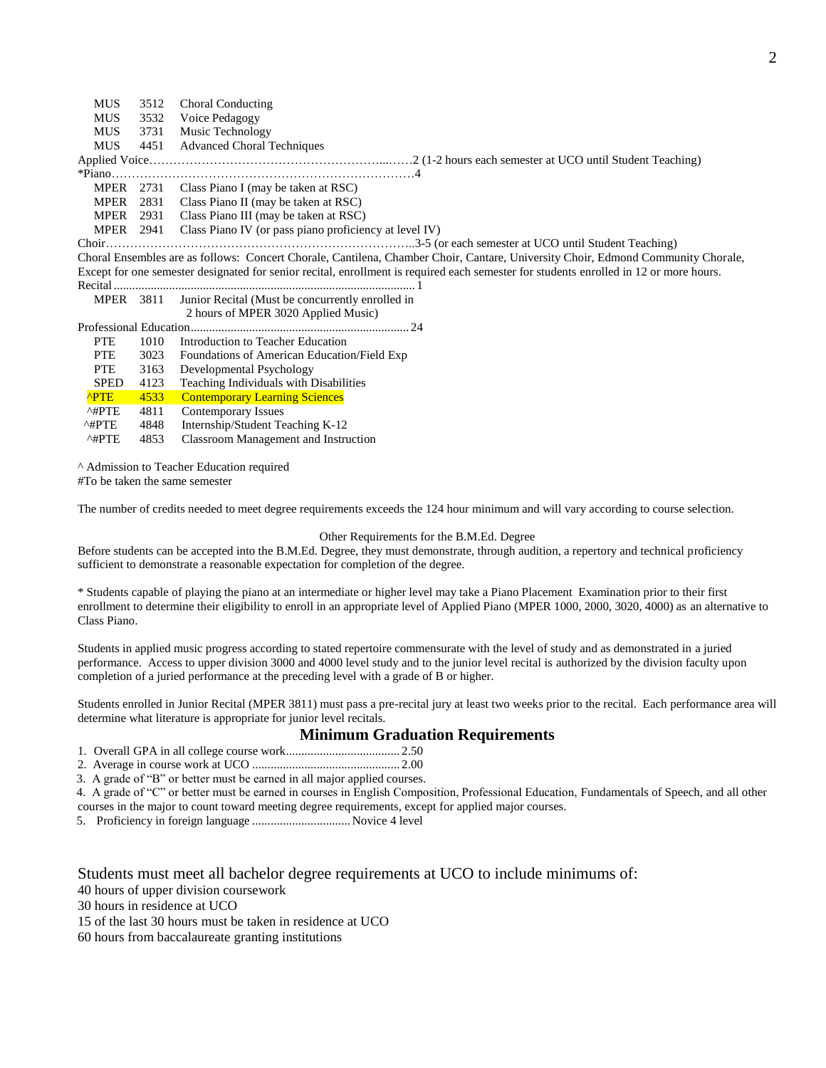| | | |
|---|---|---|
| MUS | 3512 | Choral Conducting |
| MUS | 3532 | Voice Pedagogy |
| MUS | 3731 | Music Technology |
| MUS | 4451 | Advanced Choral Techniques |

Applied Voice……………………………………………………...……2 (1-2 hours each semester at UCO until Student Teaching)

*Piano…………………………………………………………………4

| | | |
|---|---|---|
| MPER | 2731 | Class Piano I (may be taken at RSC) |
| MPER | 2831 | Class Piano II (may be taken at RSC) |
| MPER | 2931 | Class Piano III (may be taken at RSC) |
| MPER | 2941 | Class Piano IV (or pass piano proficiency at level IV) |

Choir…………………………………………………………………..3-5 (or each semester at UCO until Student Teaching)

Choral Ensembles are as follows: Concert Chorale, Cantilena, Chamber Choir, Cantare, University Choir, Edmond Community Chorale, Except for one semester designated for senior recital, enrollment is required each semester for students enrolled in 12 or more hours.

Recital ................................................................................................ 1

| | | |
|---|---|---|
| MPER | 3811 | Junior Recital (Must be concurrently enrolled in 2 hours of MPER 3020 Applied Music) |

Professional Education....................................................................... 24

| | | |
|---|---|---|
| PTE | 1010 | Introduction to Teacher Education |
| PTE | 3023 | Foundations of American Education/Field Exp |
| PTE | 3163 | Developmental Psychology |
| SPED | 4123 | Teaching Individuals with Disabilities |
| ^PTE | 4533 | Contemporary Learning Sciences |
| ^#PTE | 4811 | Contemporary Issues |
| ^#PTE | 4848 | Internship/Student Teaching K-12 |
| ^#PTE | 4853 | Classroom Management and Instruction |

^ Admission to Teacher Education required
#To be taken the same semester

The number of credits needed to meet degree requirements exceeds the 124 hour minimum and will vary according to course selection.

Other Requirements for the B.M.Ed. Degree

Before students can be accepted into the B.M.Ed. Degree, they must demonstrate, through audition, a repertory and technical proficiency sufficient to demonstrate a reasonable expectation for completion of the degree.

* Students capable of playing the piano at an intermediate or higher level may take a Piano Placement Examination prior to their first enrollment to determine their eligibility to enroll in an appropriate level of Applied Piano (MPER 1000, 2000, 3020, 4000) as an alternative to Class Piano.

Students in applied music progress according to stated repertoire commensurate with the level of study and as demonstrated in a juried performance. Access to upper division 3000 and 4000 level study and to the junior level recital is authorized by the division faculty upon completion of a juried performance at the preceding level with a grade of B or higher.

Students enrolled in Junior Recital (MPER 3811) must pass a pre-recital jury at least two weeks prior to the recital. Each performance area will determine what literature is appropriate for junior level recitals.

## Minimum Graduation Requirements

1. Overall GPA in all college course work..................................... 2.50
2. Average in course work at UCO ................................................ 2.00
3. A grade of "B" or better must be earned in all major applied courses.
4. A grade of "C" or better must be earned in courses in English Composition, Professional Education, Fundamentals of Speech, and all other courses in the major to count toward meeting degree requirements, except for applied major courses.
5. Proficiency in foreign language ................................ Novice 4 level

Students must meet all bachelor degree requirements at UCO to include minimums of:

40 hours of upper division coursework
30 hours in residence at UCO
15 of the last 30 hours must be taken in residence at UCO
60 hours from baccalaureate granting institutions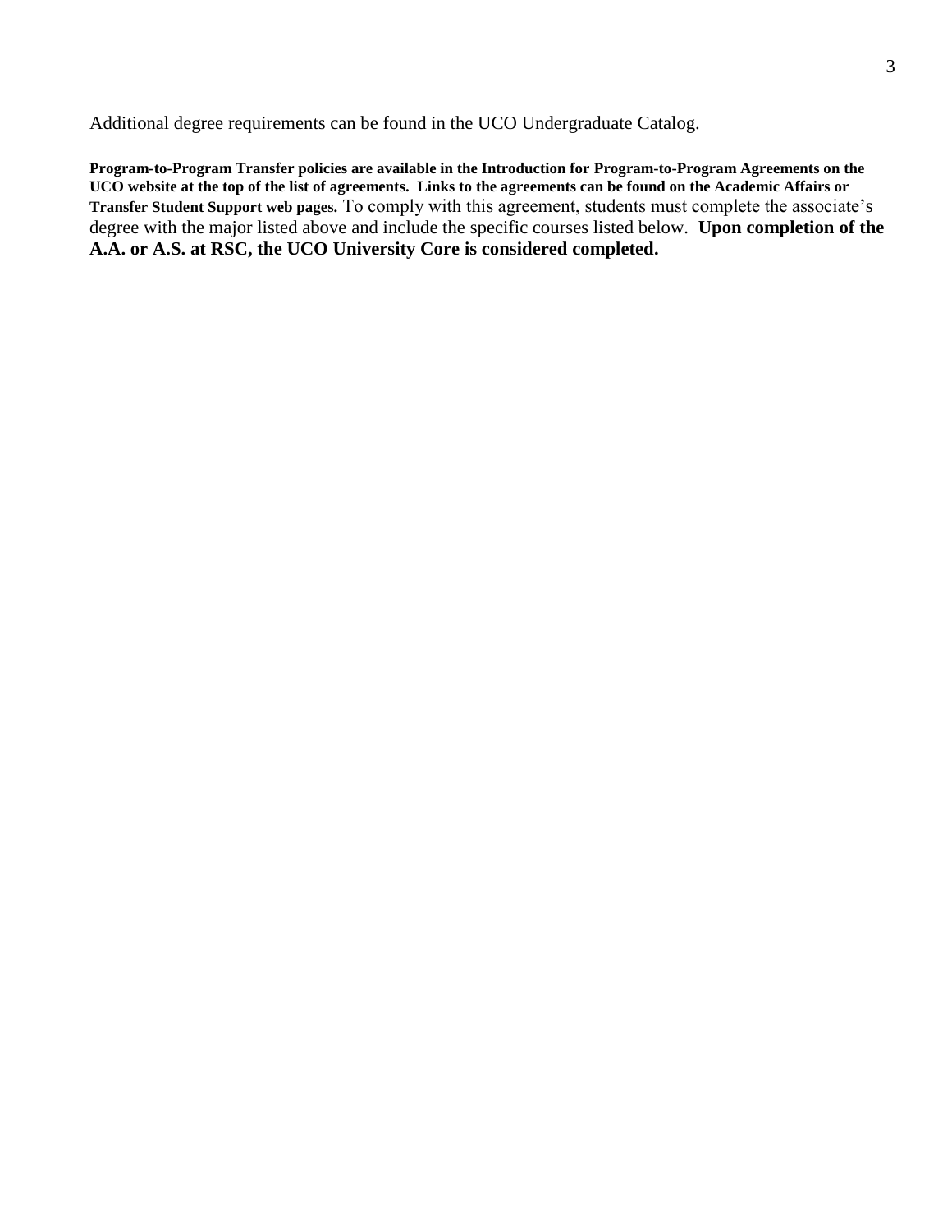Additional degree requirements can be found in the UCO Undergraduate Catalog.

**Program-to-Program Transfer policies are available in the Introduction for Program-to-Program Agreements on the UCO website at the top of the list of agreements. Links to the agreements can be found on the Academic Affairs or Transfer Student Support web pages.** To comply with this agreement, students must complete the associate's degree with the major listed above and include the specific courses listed below. **Upon completion of the A.A. or A.S. at RSC, the UCO University Core is considered completed.**